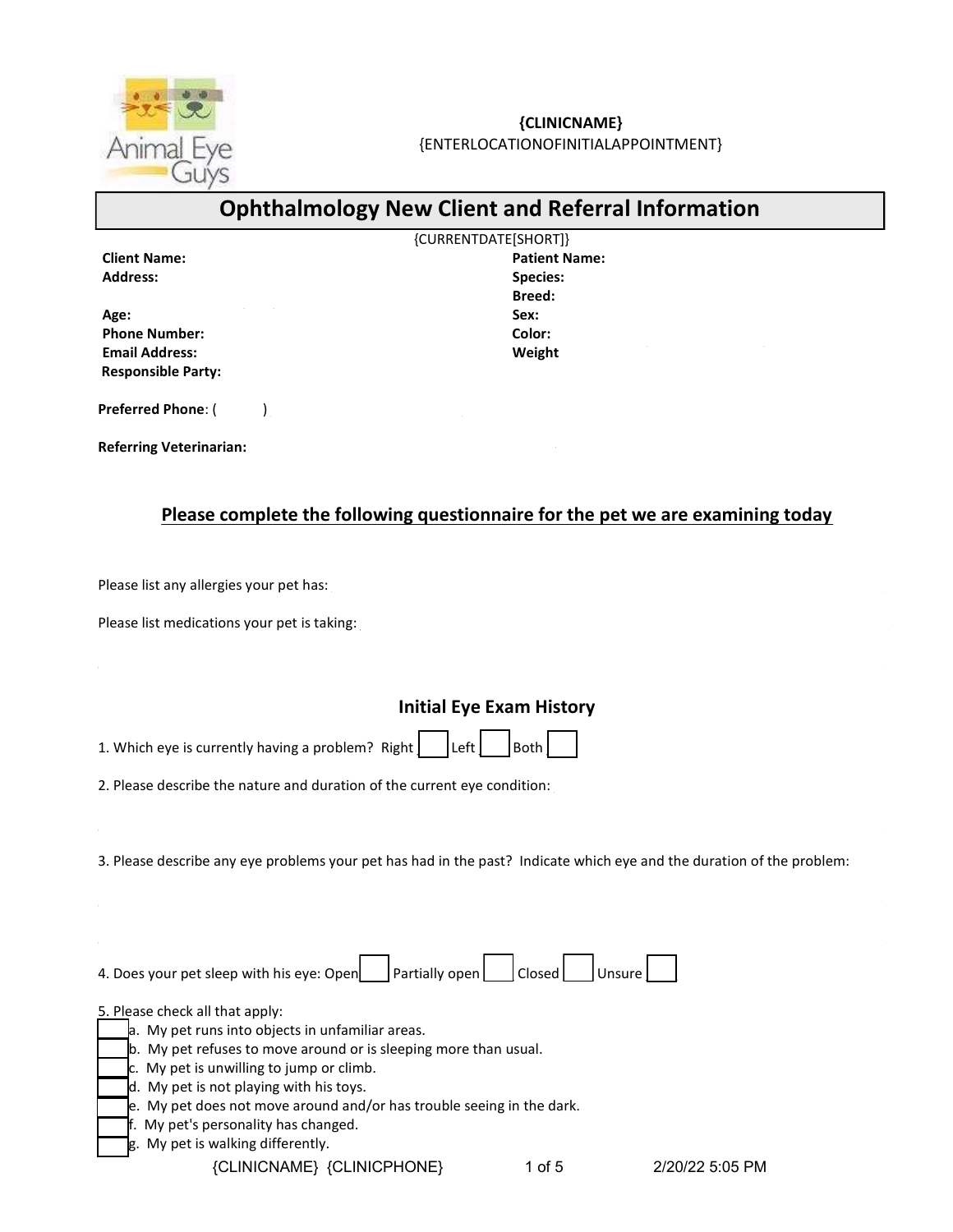**{CLINICNAME}**
{ENTERLOCATIONOFINITIALAPPOINTMENT}

# Ophthalmology New Client and Referral Information

{CURRENTDATE[SHORT]}

**Client Name:**
**Address:**

**Age:**
**Phone Number:**
**Email Address:**
**Responsible Party:**

**Patient Name:**
**Species:**
**Breed:**
**Sex:**
**Color:**
**Weight**

**Preferred Phone**: (        )

**Referring Veterinarian:**

## Please complete the following questionnaire for the pet we are examining today

Please list any allergies your pet has:

Please list medications your pet is taking:

### Initial Eye Exam History

1. Which eye is currently having a problem? Right ☐ Left ☐ Both ☐

2. Please describe the nature and duration of the current eye condition:

3. Please describe any eye problems your pet has had in the past? Indicate which eye and the duration of the problem:

4. Does your pet sleep with his eye: Open ☐ Partially open ☐ Closed ☐ Unsure ☐

5. Please check all that apply:

- ☐ a. My pet runs into objects in unfamiliar areas.
- ☐ b. My pet refuses to move around or is sleeping more than usual.
- ☐ c. My pet is unwilling to jump or climb.
- ☐ d. My pet is not playing with his toys.
- ☐ e. My pet does not move around and/or has trouble seeing in the dark.
- ☐ f. My pet's personality has changed.
- ☐ g. My pet is walking differently.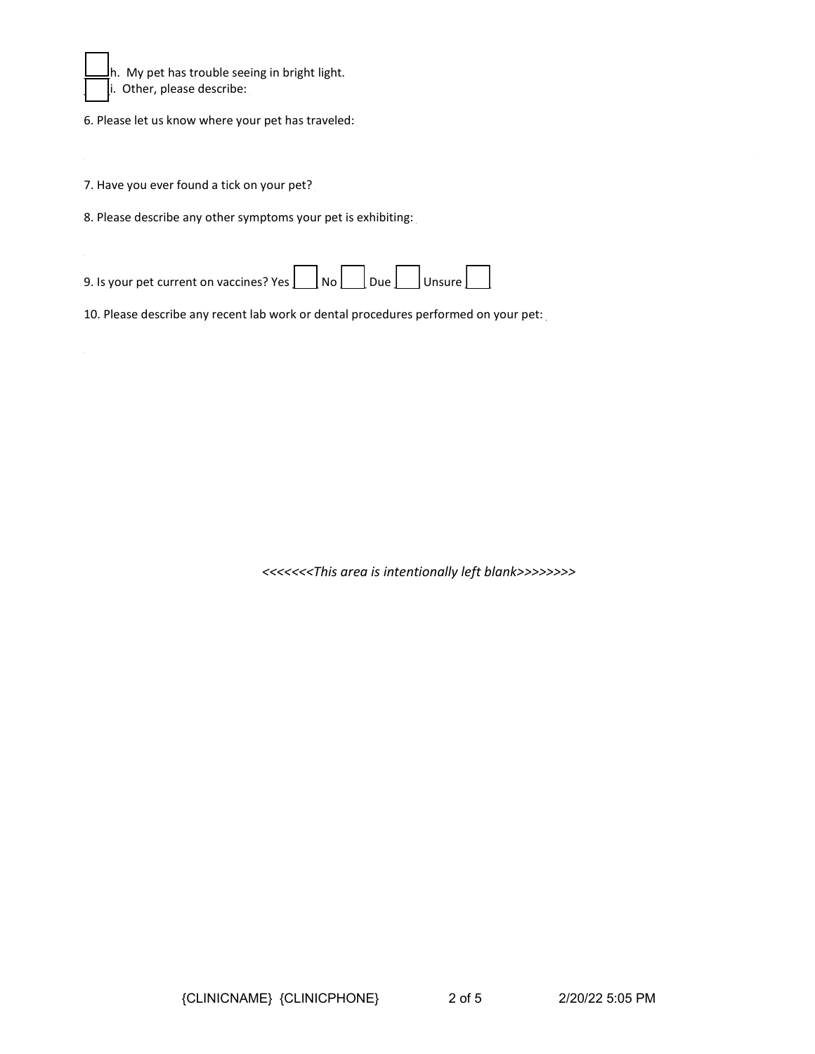- [ ] h. My pet has trouble seeing in bright light.
- [ ] i. Other, please describe:

6. Please let us know where your pet has traveled:

7. Have you ever found a tick on your pet?

8. Please describe any other symptoms your pet is exhibiting:

9. Is your pet current on vaccines? Yes [ ] No [ ] Due [ ] Unsure [ ]

10. Please describe any recent lab work or dental procedures performed on your pet:

*<<<<<<<This area is intentionally left blank>>>>>>>>*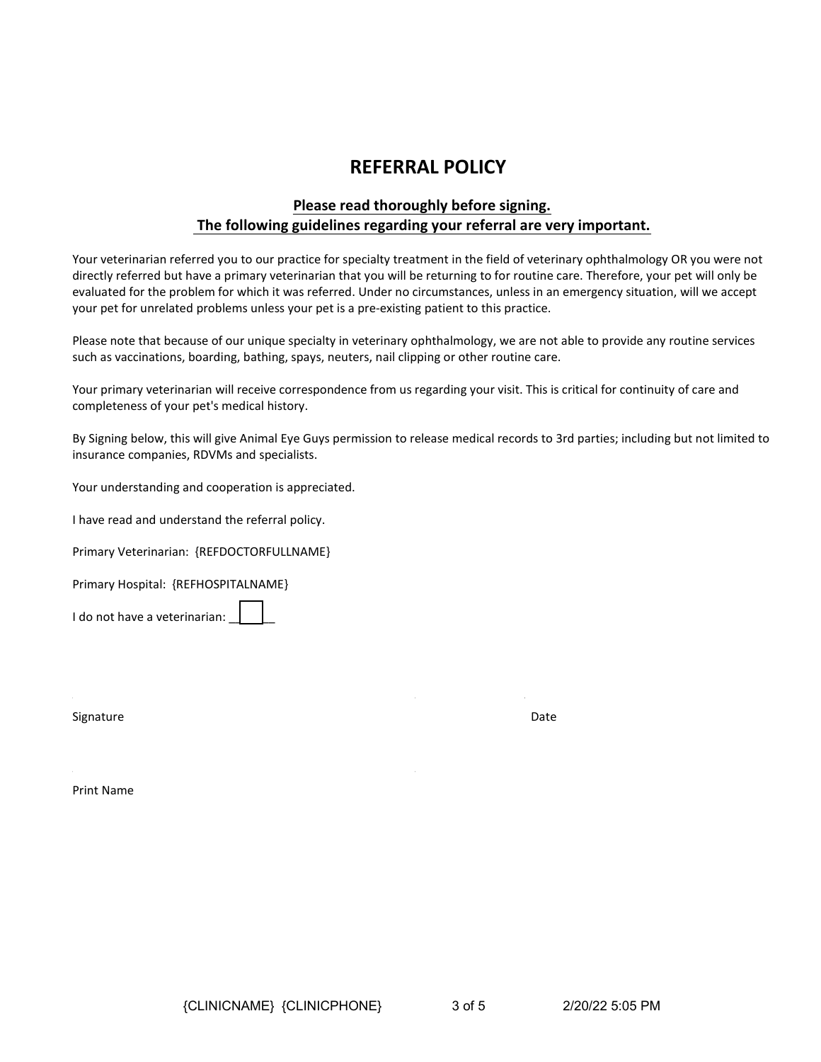# REFERRAL POLICY

**Please read thoroughly before signing.**
**The following guidelines regarding your referral are very important.**

Your veterinarian referred you to our practice for specialty treatment in the field of veterinary ophthalmology OR you were not directly referred but have a primary veterinarian that you will be returning to for routine care. Therefore, your pet will only be evaluated for the problem for which it was referred. Under no circumstances, unless in an emergency situation, will we accept your pet for unrelated problems unless your pet is a pre-existing patient to this practice.

Please note that because of our unique specialty in veterinary ophthalmology, we are not able to provide any routine services such as vaccinations, boarding, bathing, spays, neuters, nail clipping or other routine care.

Your primary veterinarian will receive correspondence from us regarding your visit. This is critical for continuity of care and completeness of your pet's medical history.

By Signing below, this will give Animal Eye Guys permission to release medical records to 3rd parties; including but not limited to insurance companies, RDVMs and specialists.

Your understanding and cooperation is appreciated.

I have read and understand the referral policy.

Primary Veterinarian: {REFDOCTORFULLNAME}

Primary Hospital: {REFHOSPITALNAME}

I do not have a veterinarian: ☐

Signature　　　　　　　　　　　　　　　　　　　　　　　　Date

Print Name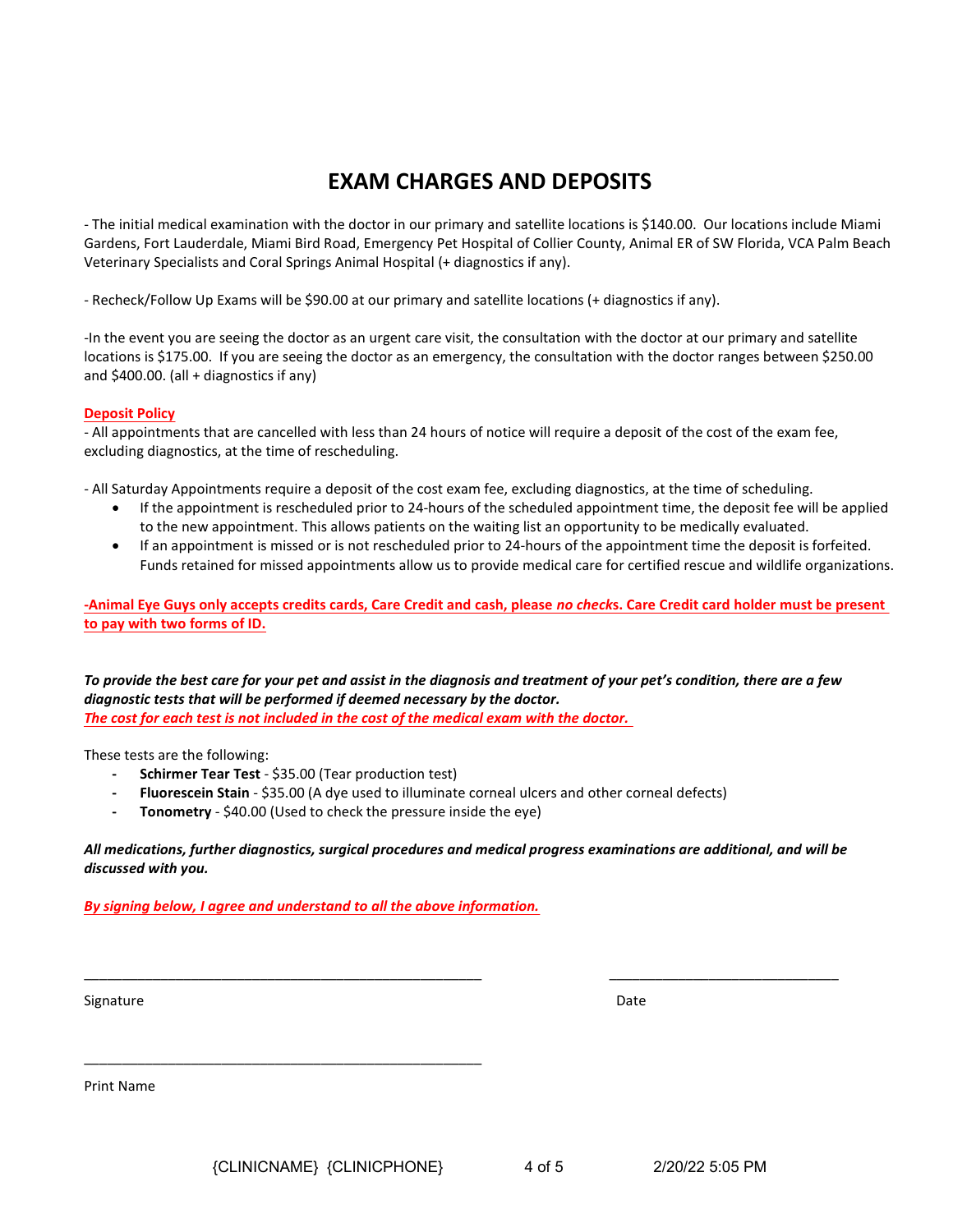# EXAM CHARGES AND DEPOSITS

- The initial medical examination with the doctor in our primary and satellite locations is $140.00. Our locations include Miami Gardens, Fort Lauderdale, Miami Bird Road, Emergency Pet Hospital of Collier County, Animal ER of SW Florida, VCA Palm Beach Veterinary Specialists and Coral Springs Animal Hospital (+ diagnostics if any).

- Recheck/Follow Up Exams will be $90.00 at our primary and satellite locations (+ diagnostics if any).

-In the event you are seeing the doctor as an urgent care visit, the consultation with the doctor at our primary and satellite locations is $175.00. If you are seeing the doctor as an emergency, the consultation with the doctor ranges between $250.00 and $400.00. (all + diagnostics if any)

**Deposit Policy**

- All appointments that are cancelled with less than 24 hours of notice will require a deposit of the cost of the exam fee, excluding diagnostics, at the time of rescheduling.

- All Saturday Appointments require a deposit of the cost exam fee, excluding diagnostics, at the time of scheduling.
  - If the appointment is rescheduled prior to 24-hours of the scheduled appointment time, the deposit fee will be applied to the new appointment. This allows patients on the waiting list an opportunity to be medically evaluated.
  - If an appointment is missed or is not rescheduled prior to 24-hours of the appointment time the deposit is forfeited. Funds retained for missed appointments allow us to provide medical care for certified rescue and wildlife organizations.

**-Animal Eye Guys only accepts credits cards, Care Credit and cash, please *no checks*. Care Credit card holder must be present to pay with two forms of ID.**

***To provide the best care for your pet and assist in the diagnosis and treatment of your pet's condition, there are a few diagnostic tests that will be performed if deemed necessary by the doctor.***
***The cost for each test is not included in the cost of the medical exam with the doctor.***

These tests are the following:

- **Schirmer Tear Test** - $35.00 (Tear production test)
- **Fluorescein Stain** - $35.00 (A dye used to illuminate corneal ulcers and other corneal defects)
- **Tonometry** - $40.00 (Used to check the pressure inside the eye)

***All medications, further diagnostics, surgical procedures and medical progress examinations are additional, and will be discussed with you.***

***By signing below, I agree and understand to all the above information.***

\_\_\_\_\_\_\_\_\_\_\_\_\_\_\_\_\_\_\_\_\_\_\_\_\_\_\_\_\_\_\_\_\_\_\_\_\_\_\_\_ \_\_\_\_\_\_\_\_\_\_\_\_\_\_\_\_\_\_\_\_\_\_\_\_\_\_

Signature Date

\_\_\_\_\_\_\_\_\_\_\_\_\_\_\_\_\_\_\_\_\_\_\_\_\_\_\_\_\_\_\_\_\_\_\_\_\_\_\_\_

Print Name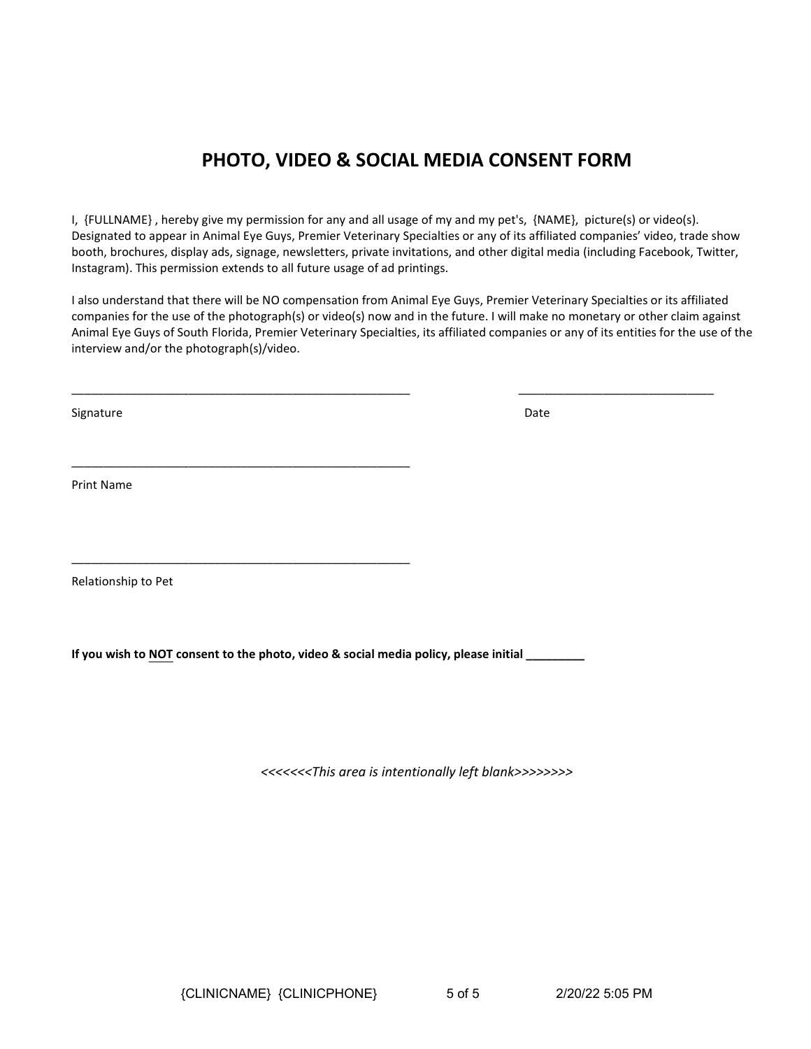# PHOTO, VIDEO & SOCIAL MEDIA CONSENT FORM

I, {FULLNAME} , hereby give my permission for any and all usage of my and my pet's, {NAME}, picture(s) or video(s). Designated to appear in Animal Eye Guys, Premier Veterinary Specialties or any of its affiliated companies' video, trade show booth, brochures, display ads, signage, newsletters, private invitations, and other digital media (including Facebook, Twitter, Instagram). This permission extends to all future usage of ad printings.

I also understand that there will be NO compensation from Animal Eye Guys, Premier Veterinary Specialties or its affiliated companies for the use of the photograph(s) or video(s) now and in the future. I will make no monetary or other claim against Animal Eye Guys of South Florida, Premier Veterinary Specialties, its affiliated companies or any of its entities for the use of the interview and/or the photograph(s)/video.

_____________________________________________________ ______________________________

Signature Date

_____________________________________________________

Print Name

_____________________________________________________

Relationship to Pet

**If you wish to <u>NOT</u> consent to the photo, video & social media policy, please initial _________**

*<<<<<<<This area is intentionally left blank>>>>>>>>*